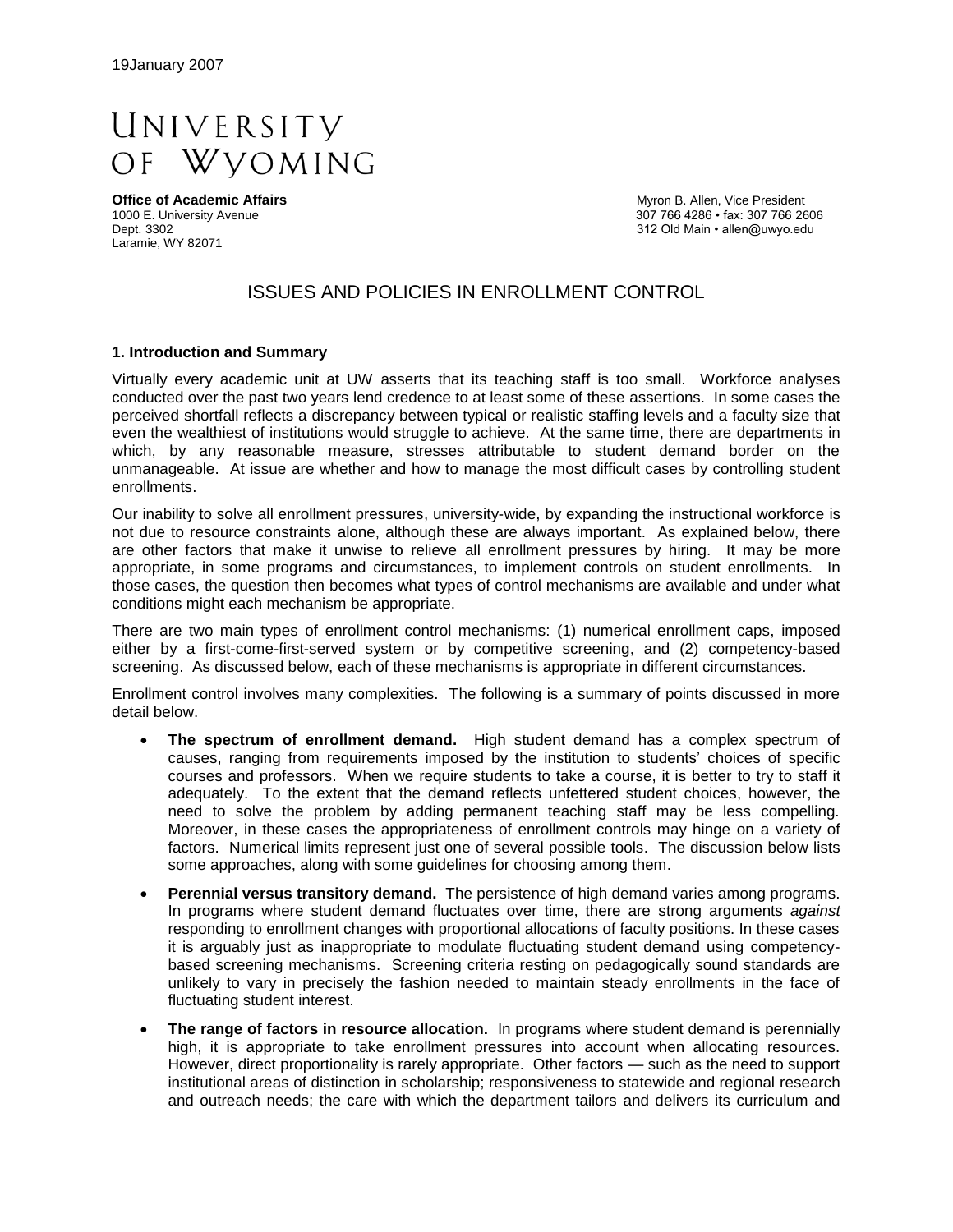19January 2007

# UNIVERSITY OF WYOMING

**Office of Academic Affairs**
1000 E. University Avenue
Dept. 3302
Laramie, WY 82071

Myron B. Allen, Vice President
307 766 4286 • fax: 307 766 2606
312 Old Main • allen@uwyo.edu

## ISSUES AND POLICIES IN ENROLLMENT CONTROL

### 1. Introduction and Summary

Virtually every academic unit at UW asserts that its teaching staff is too small. Workforce analyses conducted over the past two years lend credence to at least some of these assertions. In some cases the perceived shortfall reflects a discrepancy between typical or realistic staffing levels and a faculty size that even the wealthiest of institutions would struggle to achieve. At the same time, there are departments in which, by any reasonable measure, stresses attributable to student demand border on the unmanageable. At issue are whether and how to manage the most difficult cases by controlling student enrollments.

Our inability to solve all enrollment pressures, university-wide, by expanding the instructional workforce is not due to resource constraints alone, although these are always important. As explained below, there are other factors that make it unwise to relieve all enrollment pressures by hiring. It may be more appropriate, in some programs and circumstances, to implement controls on student enrollments. In those cases, the question then becomes what types of control mechanisms are available and under what conditions might each mechanism be appropriate.

There are two main types of enrollment control mechanisms: (1) numerical enrollment caps, imposed either by a first-come-first-served system or by competitive screening, and (2) competency-based screening. As discussed below, each of these mechanisms is appropriate in different circumstances.

Enrollment control involves many complexities. The following is a summary of points discussed in more detail below.

- **The spectrum of enrollment demand.** High student demand has a complex spectrum of causes, ranging from requirements imposed by the institution to students' choices of specific courses and professors. When we require students to take a course, it is better to try to staff it adequately. To the extent that the demand reflects unfettered student choices, however, the need to solve the problem by adding permanent teaching staff may be less compelling. Moreover, in these cases the appropriateness of enrollment controls may hinge on a variety of factors. Numerical limits represent just one of several possible tools. The discussion below lists some approaches, along with some guidelines for choosing among them.
- **Perennial versus transitory demand.** The persistence of high demand varies among programs. In programs where student demand fluctuates over time, there are strong arguments *against* responding to enrollment changes with proportional allocations of faculty positions. In these cases it is arguably just as inappropriate to modulate fluctuating student demand using competency-based screening mechanisms. Screening criteria resting on pedagogically sound standards are unlikely to vary in precisely the fashion needed to maintain steady enrollments in the face of fluctuating student interest.
- **The range of factors in resource allocation.** In programs where student demand is perennially high, it is appropriate to take enrollment pressures into account when allocating resources. However, direct proportionality is rarely appropriate. Other factors — such as the need to support institutional areas of distinction in scholarship; responsiveness to statewide and regional research and outreach needs; the care with which the department tailors and delivers its curriculum and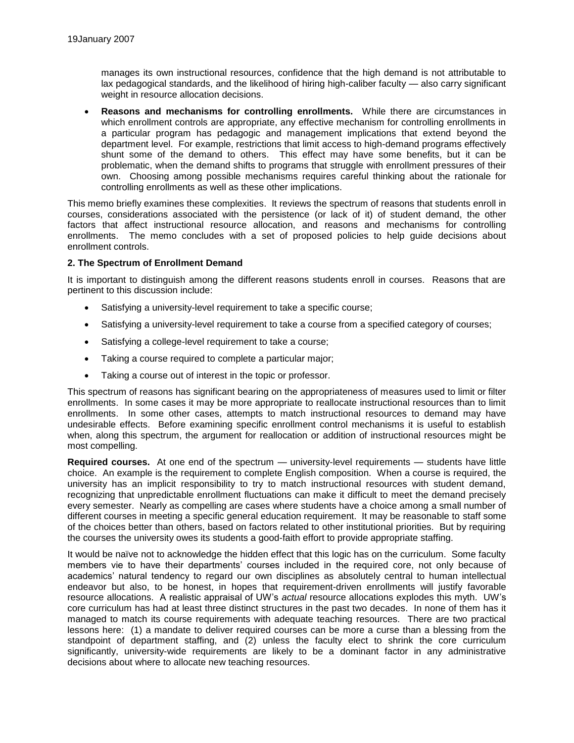manages its own instructional resources, confidence that the high demand is not attributable to lax pedagogical standards, and the likelihood of hiring high-caliber faculty — also carry significant weight in resource allocation decisions.

- **Reasons and mechanisms for controlling enrollments.** While there are circumstances in which enrollment controls are appropriate, any effective mechanism for controlling enrollments in a particular program has pedagogic and management implications that extend beyond the department level. For example, restrictions that limit access to high-demand programs effectively shunt some of the demand to others. This effect may have some benefits, but it can be problematic, when the demand shifts to programs that struggle with enrollment pressures of their own. Choosing among possible mechanisms requires careful thinking about the rationale for controlling enrollments as well as these other implications.

This memo briefly examines these complexities. It reviews the spectrum of reasons that students enroll in courses, considerations associated with the persistence (or lack of it) of student demand, the other factors that affect instructional resource allocation, and reasons and mechanisms for controlling enrollments. The memo concludes with a set of proposed policies to help guide decisions about enrollment controls.

## 2. The Spectrum of Enrollment Demand

It is important to distinguish among the different reasons students enroll in courses. Reasons that are pertinent to this discussion include:

- Satisfying a university-level requirement to take a specific course;
- Satisfying a university-level requirement to take a course from a specified category of courses;
- Satisfying a college-level requirement to take a course;
- Taking a course required to complete a particular major;
- Taking a course out of interest in the topic or professor.

This spectrum of reasons has significant bearing on the appropriateness of measures used to limit or filter enrollments. In some cases it may be more appropriate to reallocate instructional resources than to limit enrollments. In some other cases, attempts to match instructional resources to demand may have undesirable effects. Before examining specific enrollment control mechanisms it is useful to establish when, along this spectrum, the argument for reallocation or addition of instructional resources might be most compelling.

**Required courses.** At one end of the spectrum — university-level requirements — students have little choice. An example is the requirement to complete English composition. When a course is required, the university has an implicit responsibility to try to match instructional resources with student demand, recognizing that unpredictable enrollment fluctuations can make it difficult to meet the demand precisely every semester. Nearly as compelling are cases where students have a choice among a small number of different courses in meeting a specific general education requirement. It may be reasonable to staff some of the choices better than others, based on factors related to other institutional priorities. But by requiring the courses the university owes its students a good-faith effort to provide appropriate staffing.

It would be naïve not to acknowledge the hidden effect that this logic has on the curriculum. Some faculty members vie to have their departments' courses included in the required core, not only because of academics' natural tendency to regard our own disciplines as absolutely central to human intellectual endeavor but also, to be honest, in hopes that requirement-driven enrollments will justify favorable resource allocations. A realistic appraisal of UW's *actual* resource allocations explodes this myth. UW's core curriculum has had at least three distinct structures in the past two decades. In none of them has it managed to match its course requirements with adequate teaching resources. There are two practical lessons here: (1) a mandate to deliver required courses can be more a curse than a blessing from the standpoint of department staffing, and (2) unless the faculty elect to shrink the core curriculum significantly, university-wide requirements are likely to be a dominant factor in any administrative decisions about where to allocate new teaching resources.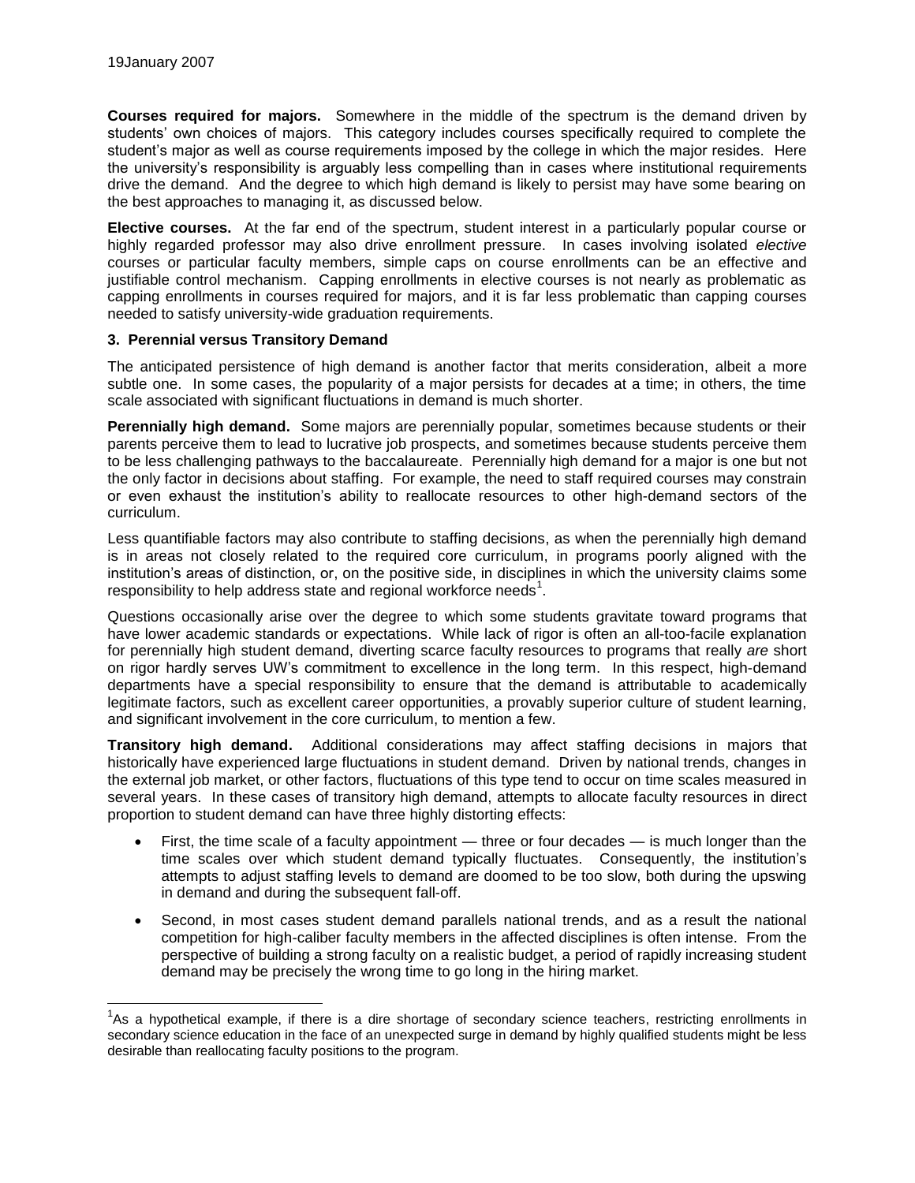**Courses required for majors.** Somewhere in the middle of the spectrum is the demand driven by students' own choices of majors. This category includes courses specifically required to complete the student's major as well as course requirements imposed by the college in which the major resides. Here the university's responsibility is arguably less compelling than in cases where institutional requirements drive the demand. And the degree to which high demand is likely to persist may have some bearing on the best approaches to managing it, as discussed below.

**Elective courses.** At the far end of the spectrum, student interest in a particularly popular course or highly regarded professor may also drive enrollment pressure. In cases involving isolated *elective* courses or particular faculty members, simple caps on course enrollments can be an effective and justifiable control mechanism. Capping enrollments in elective courses is not nearly as problematic as capping enrollments in courses required for majors, and it is far less problematic than capping courses needed to satisfy university-wide graduation requirements.

### 3. Perennial versus Transitory Demand

The anticipated persistence of high demand is another factor that merits consideration, albeit a more subtle one. In some cases, the popularity of a major persists for decades at a time; in others, the time scale associated with significant fluctuations in demand is much shorter.

**Perennially high demand.** Some majors are perennially popular, sometimes because students or their parents perceive them to lead to lucrative job prospects, and sometimes because students perceive them to be less challenging pathways to the baccalaureate. Perennially high demand for a major is one but not the only factor in decisions about staffing. For example, the need to staff required courses may constrain or even exhaust the institution's ability to reallocate resources to other high-demand sectors of the curriculum.

Less quantifiable factors may also contribute to staffing decisions, as when the perennially high demand is in areas not closely related to the required core curriculum, in programs poorly aligned with the institution's areas of distinction, or, on the positive side, in disciplines in which the university claims some responsibility to help address state and regional workforce needs[1].

Questions occasionally arise over the degree to which some students gravitate toward programs that have lower academic standards or expectations. While lack of rigor is often an all-too-facile explanation for perennially high student demand, diverting scarce faculty resources to programs that really *are* short on rigor hardly serves UW's commitment to excellence in the long term. In this respect, high-demand departments have a special responsibility to ensure that the demand is attributable to academically legitimate factors, such as excellent career opportunities, a provably superior culture of student learning, and significant involvement in the core curriculum, to mention a few.

**Transitory high demand.** Additional considerations may affect staffing decisions in majors that historically have experienced large fluctuations in student demand. Driven by national trends, changes in the external job market, or other factors, fluctuations of this type tend to occur on time scales measured in several years. In these cases of transitory high demand, attempts to allocate faculty resources in direct proportion to student demand can have three highly distorting effects:

- First, the time scale of a faculty appointment — three or four decades — is much longer than the time scales over which student demand typically fluctuates. Consequently, the institution's attempts to adjust staffing levels to demand are doomed to be too slow, both during the upswing in demand and during the subsequent fall-off.
- Second, in most cases student demand parallels national trends, and as a result the national competition for high-caliber faculty members in the affected disciplines is often intense. From the perspective of building a strong faculty on a realistic budget, a period of rapidly increasing student demand may be precisely the wrong time to go long in the hiring market.

---

[1] As a hypothetical example, if there is a dire shortage of secondary science teachers, restricting enrollments in secondary science education in the face of an unexpected surge in demand by highly qualified students might be less desirable than reallocating faculty positions to the program.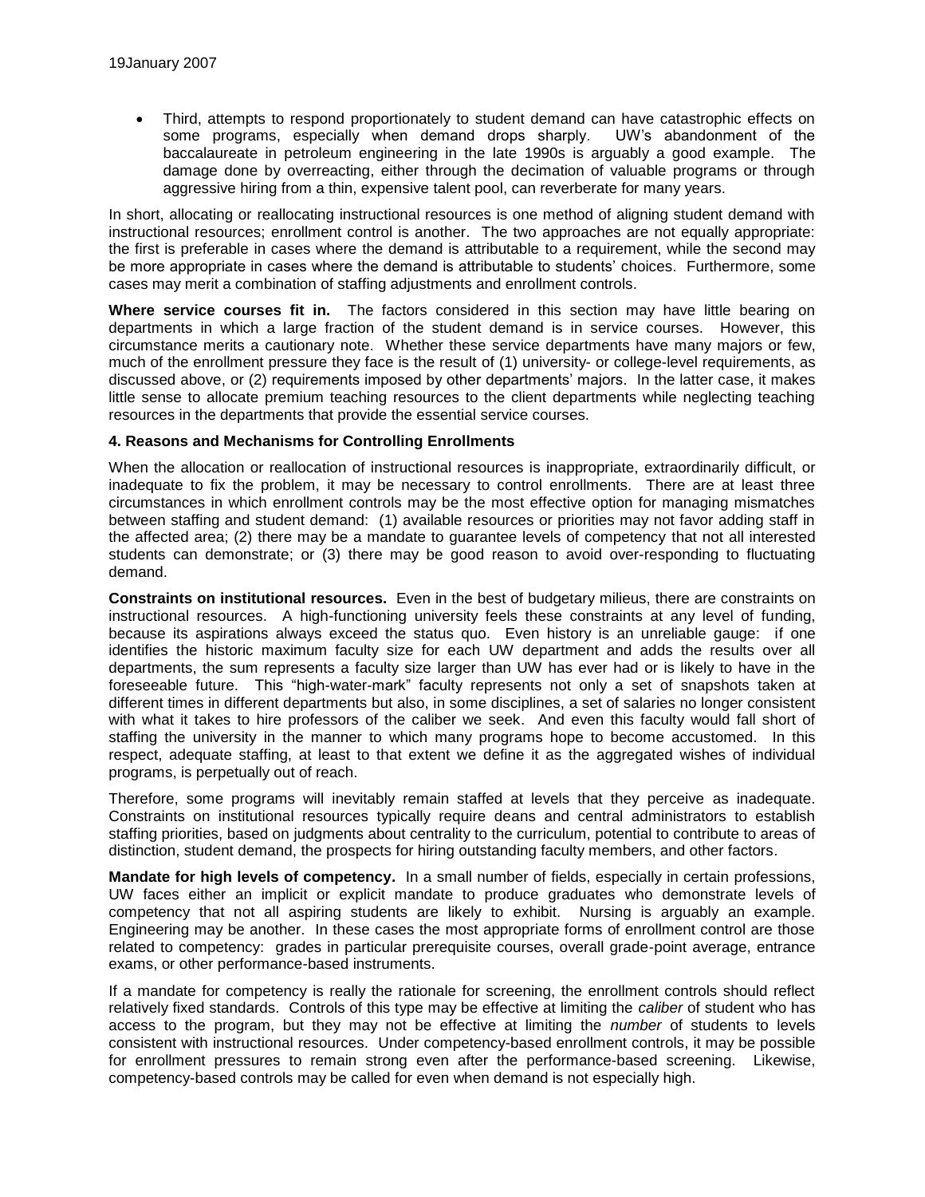- Third, attempts to respond proportionately to student demand can have catastrophic effects on some programs, especially when demand drops sharply. UW's abandonment of the baccalaureate in petroleum engineering in the late 1990s is arguably a good example. The damage done by overreacting, either through the decimation of valuable programs or through aggressive hiring from a thin, expensive talent pool, can reverberate for many years.

In short, allocating or reallocating instructional resources is one method of aligning student demand with instructional resources; enrollment control is another. The two approaches are not equally appropriate: the first is preferable in cases where the demand is attributable to a requirement, while the second may be more appropriate in cases where the demand is attributable to students' choices. Furthermore, some cases may merit a combination of staffing adjustments and enrollment controls.

**Where service courses fit in.** The factors considered in this section may have little bearing on departments in which a large fraction of the student demand is in service courses. However, this circumstance merits a cautionary note. Whether these service departments have many majors or few, much of the enrollment pressure they face is the result of (1) university- or college-level requirements, as discussed above, or (2) requirements imposed by other departments' majors. In the latter case, it makes little sense to allocate premium teaching resources to the client departments while neglecting teaching resources in the departments that provide the essential service courses.

### 4. Reasons and Mechanisms for Controlling Enrollments

When the allocation or reallocation of instructional resources is inappropriate, extraordinarily difficult, or inadequate to fix the problem, it may be necessary to control enrollments. There are at least three circumstances in which enrollment controls may be the most effective option for managing mismatches between staffing and student demand: (1) available resources or priorities may not favor adding staff in the affected area; (2) there may be a mandate to guarantee levels of competency that not all interested students can demonstrate; or (3) there may be good reason to avoid over-responding to fluctuating demand.

**Constraints on institutional resources.** Even in the best of budgetary milieus, there are constraints on instructional resources. A high-functioning university feels these constraints at any level of funding, because its aspirations always exceed the status quo. Even history is an unreliable gauge: if one identifies the historic maximum faculty size for each UW department and adds the results over all departments, the sum represents a faculty size larger than UW has ever had or is likely to have in the foreseeable future. This "high-water-mark" faculty represents not only a set of snapshots taken at different times in different departments but also, in some disciplines, a set of salaries no longer consistent with what it takes to hire professors of the caliber we seek. And even this faculty would fall short of staffing the university in the manner to which many programs hope to become accustomed. In this respect, adequate staffing, at least to that extent we define it as the aggregated wishes of individual programs, is perpetually out of reach.

Therefore, some programs will inevitably remain staffed at levels that they perceive as inadequate. Constraints on institutional resources typically require deans and central administrators to establish staffing priorities, based on judgments about centrality to the curriculum, potential to contribute to areas of distinction, student demand, the prospects for hiring outstanding faculty members, and other factors.

**Mandate for high levels of competency.** In a small number of fields, especially in certain professions, UW faces either an implicit or explicit mandate to produce graduates who demonstrate levels of competency that not all aspiring students are likely to exhibit. Nursing is arguably an example. Engineering may be another. In these cases the most appropriate forms of enrollment control are those related to competency: grades in particular prerequisite courses, overall grade-point average, entrance exams, or other performance-based instruments.

If a mandate for competency is really the rationale for screening, the enrollment controls should reflect relatively fixed standards. Controls of this type may be effective at limiting the *caliber* of student who has access to the program, but they may not be effective at limiting the *number* of students to levels consistent with instructional resources. Under competency-based enrollment controls, it may be possible for enrollment pressures to remain strong even after the performance-based screening. Likewise, competency-based controls may be called for even when demand is not especially high.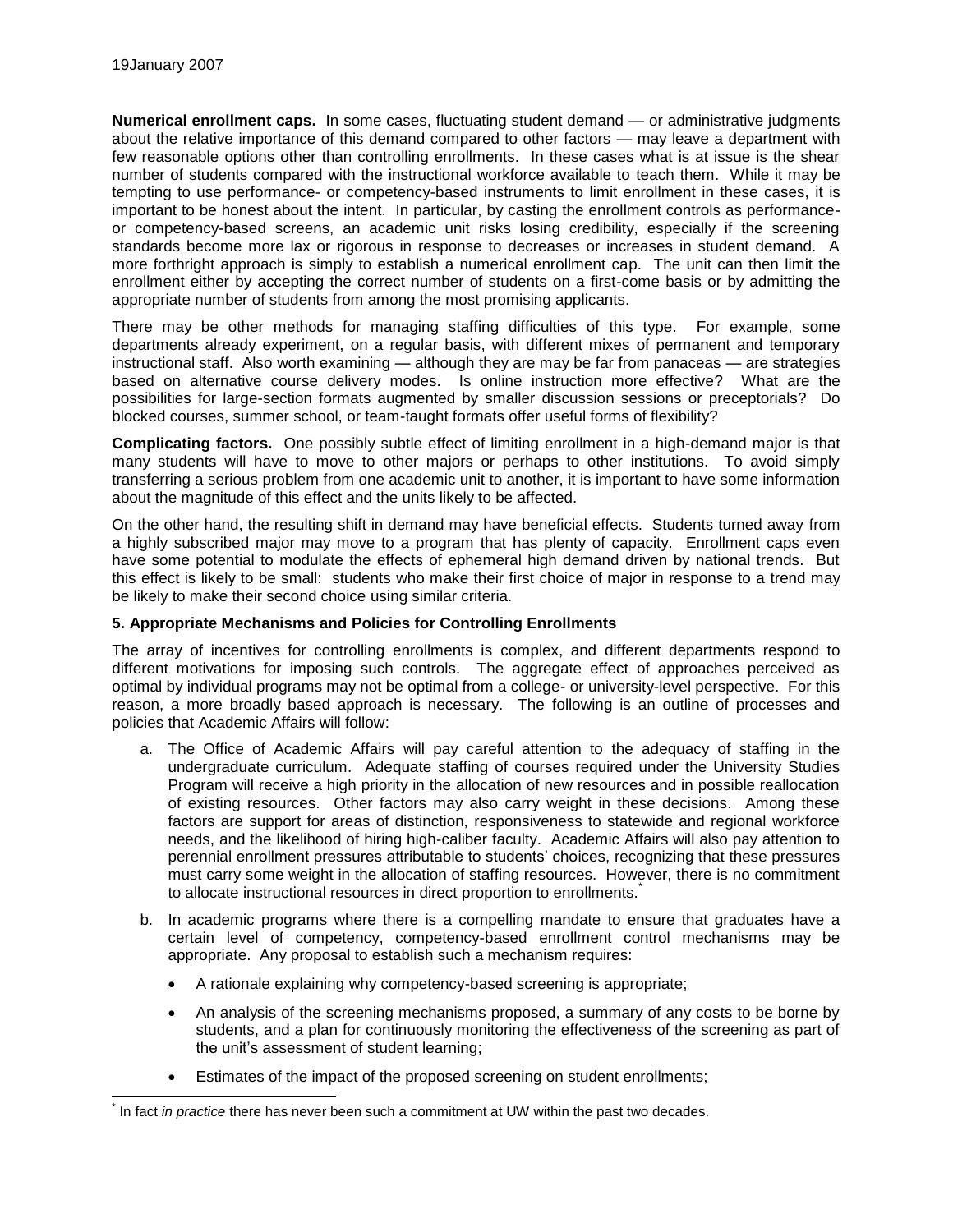**Numerical enrollment caps.** In some cases, fluctuating student demand — or administrative judgments about the relative importance of this demand compared to other factors — may leave a department with few reasonable options other than controlling enrollments. In these cases what is at issue is the shear number of students compared with the instructional workforce available to teach them. While it may be tempting to use performance- or competency-based instruments to limit enrollment in these cases, it is important to be honest about the intent. In particular, by casting the enrollment controls as performance- or competency-based screens, an academic unit risks losing credibility, especially if the screening standards become more lax or rigorous in response to decreases or increases in student demand. A more forthright approach is simply to establish a numerical enrollment cap. The unit can then limit the enrollment either by accepting the correct number of students on a first-come basis or by admitting the appropriate number of students from among the most promising applicants.

There may be other methods for managing staffing difficulties of this type. For example, some departments already experiment, on a regular basis, with different mixes of permanent and temporary instructional staff. Also worth examining — although they are may be far from panaceas — are strategies based on alternative course delivery modes. Is online instruction more effective? What are the possibilities for large-section formats augmented by smaller discussion sessions or preceptorials? Do blocked courses, summer school, or team-taught formats offer useful forms of flexibility?

**Complicating factors.** One possibly subtle effect of limiting enrollment in a high-demand major is that many students will have to move to other majors or perhaps to other institutions. To avoid simply transferring a serious problem from one academic unit to another, it is important to have some information about the magnitude of this effect and the units likely to be affected.

On the other hand, the resulting shift in demand may have beneficial effects. Students turned away from a highly subscribed major may move to a program that has plenty of capacity. Enrollment caps even have some potential to modulate the effects of ephemeral high demand driven by national trends. But this effect is likely to be small: students who make their first choice of major in response to a trend may be likely to make their second choice using similar criteria.

### 5. Appropriate Mechanisms and Policies for Controlling Enrollments

The array of incentives for controlling enrollments is complex, and different departments respond to different motivations for imposing such controls. The aggregate effect of approaches perceived as optimal by individual programs may not be optimal from a college- or university-level perspective. For this reason, a more broadly based approach is necessary. The following is an outline of processes and policies that Academic Affairs will follow:

a. The Office of Academic Affairs will pay careful attention to the adequacy of staffing in the undergraduate curriculum. Adequate staffing of courses required under the University Studies Program will receive a high priority in the allocation of new resources and in possible reallocation of existing resources. Other factors may also carry weight in these decisions. Among these factors are support for areas of distinction, responsiveness to statewide and regional workforce needs, and the likelihood of hiring high-caliber faculty. Academic Affairs will also pay attention to perennial enrollment pressures attributable to students' choices, recognizing that these pressures must carry some weight in the allocation of staffing resources. However, there is no commitment to allocate instructional resources in direct proportion to enrollments.[*]

b. In academic programs where there is a compelling mandate to ensure that graduates have a certain level of competency, competency-based enrollment control mechanisms may be appropriate. Any proposal to establish such a mechanism requires:

   - A rationale explaining why competency-based screening is appropriate;
   - An analysis of the screening mechanisms proposed, a summary of any costs to be borne by students, and a plan for continuously monitoring the effectiveness of the screening as part of the unit's assessment of student learning;
   - Estimates of the impact of the proposed screening on student enrollments;

---

[*] In fact *in practice* there has never been such a commitment at UW within the past two decades.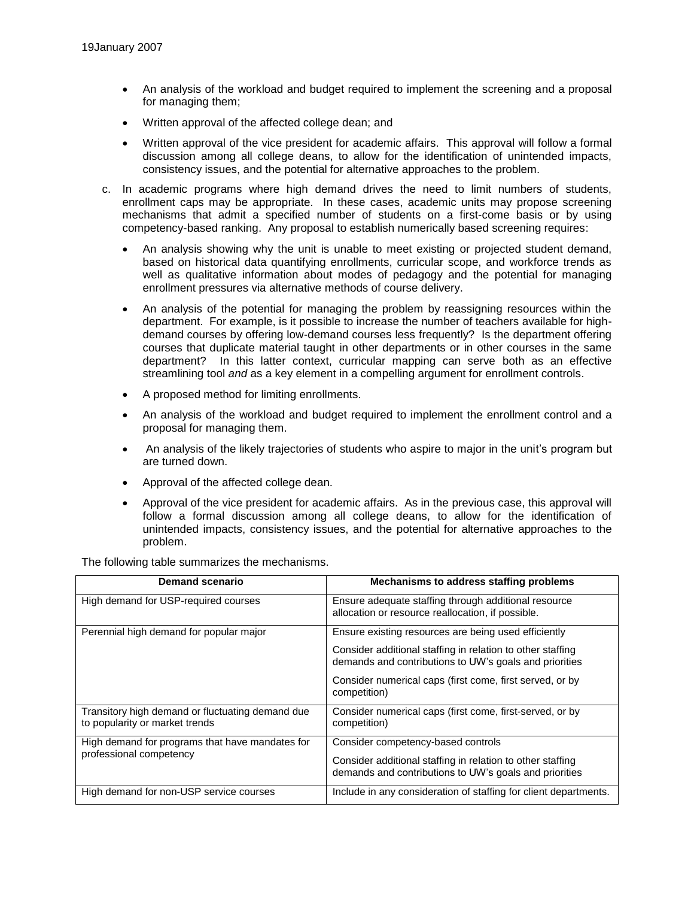- An analysis of the workload and budget required to implement the screening and a proposal for managing them;
- Written approval of the affected college dean; and
- Written approval of the vice president for academic affairs. This approval will follow a formal discussion among all college deans, to allow for the identification of unintended impacts, consistency issues, and the potential for alternative approaches to the problem.

c. In academic programs where high demand drives the need to limit numbers of students, enrollment caps may be appropriate. In these cases, academic units may propose screening mechanisms that admit a specified number of students on a first-come basis or by using competency-based ranking. Any proposal to establish numerically based screening requires:

- An analysis showing why the unit is unable to meet existing or projected student demand, based on historical data quantifying enrollments, curricular scope, and workforce trends as well as qualitative information about modes of pedagogy and the potential for managing enrollment pressures via alternative methods of course delivery.
- An analysis of the potential for managing the problem by reassigning resources within the department. For example, is it possible to increase the number of teachers available for high-demand courses by offering low-demand courses less frequently? Is the department offering courses that duplicate material taught in other departments or in other courses in the same department? In this latter context, curricular mapping can serve both as an effective streamlining tool *and* as a key element in a compelling argument for enrollment controls.
- A proposed method for limiting enrollments.
- An analysis of the workload and budget required to implement the enrollment control and a proposal for managing them.
- An analysis of the likely trajectories of students who aspire to major in the unit's program but are turned down.
- Approval of the affected college dean.
- Approval of the vice president for academic affairs. As in the previous case, this approval will follow a formal discussion among all college deans, to allow for the identification of unintended impacts, consistency issues, and the potential for alternative approaches to the problem.

The following table summarizes the mechanisms.

| Demand scenario | Mechanisms to address staffing problems |
|---|---|
| High demand for USP-required courses | Ensure adequate staffing through additional resource allocation or resource reallocation, if possible. |
| Perennial high demand for popular major | Ensure existing resources are being used efficiently<br><br>Consider additional staffing in relation to other staffing demands and contributions to UW's goals and priorities<br><br>Consider numerical caps (first come, first served, or by competition) |
| Transitory high demand or fluctuating demand due to popularity or market trends | Consider numerical caps (first come, first-served, or by competition) |
| High demand for programs that have mandates for professional competency | Consider competency-based controls<br><br>Consider additional staffing in relation to other staffing demands and contributions to UW's goals and priorities |
| High demand for non-USP service courses | Include in any consideration of staffing for client departments. |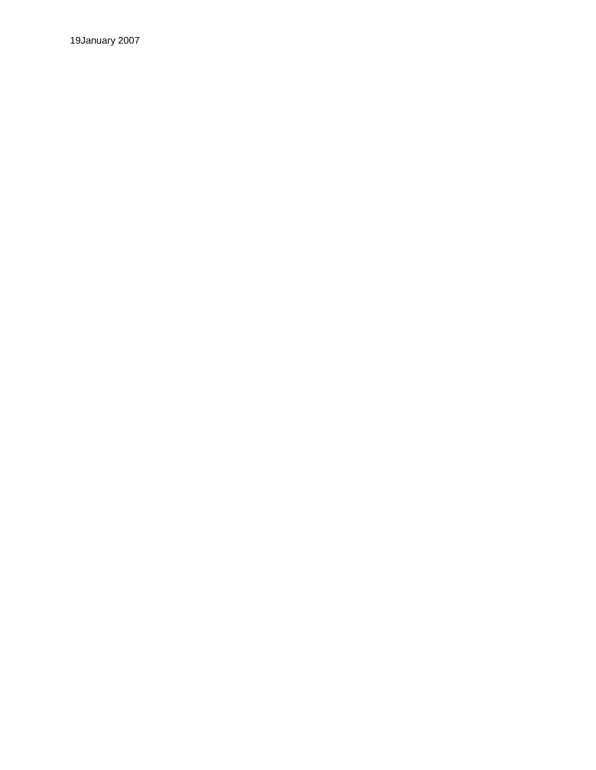19January 2007